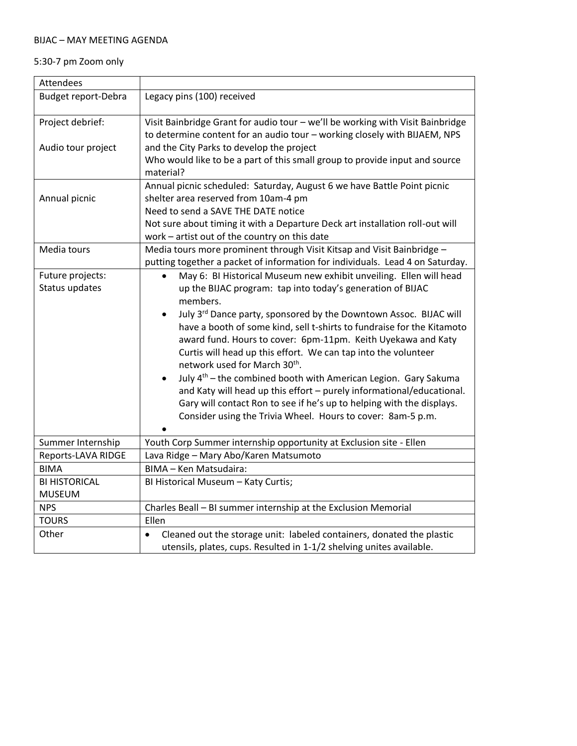BIJAC – MAY MEETING AGENDA

5:30-7 pm Zoom only

| Attendees | |
|---|---|
| Budget report-Debra | Legacy pins (100) received |
| Project debrief:<br><br>Audio tour project | Visit Bainbridge Grant for audio tour – we'll be working with Visit Bainbridge to determine content for an audio tour – working closely with BIJAEM, NPS and the City Parks to develop the project<br>Who would like to be a part of this small group to provide input and source material? |
| Annual picnic | Annual picnic scheduled: Saturday, August 6 we have Battle Point picnic shelter area reserved from 10am-4 pm<br>Need to send a SAVE THE DATE notice<br>Not sure about timing it with a Departure Deck art installation roll-out will work – artist out of the country on this date |
| Media tours | Media tours more prominent through Visit Kitsap and Visit Bainbridge – putting together a packet of information for individuals. Lead 4 on Saturday. |
| Future projects:<br>Status updates | • May 6: BI Historical Museum new exhibit unveiling. Ellen will head up the BIJAC program: tap into today's generation of BIJAC members.<br>• July 3rd Dance party, sponsored by the Downtown Assoc. BIJAC will have a booth of some kind, sell t-shirts to fundraise for the Kitamoto award fund. Hours to cover: 6pm-11pm. Keith Uyekawa and Katy Curtis will head up this effort. We can tap into the volunteer network used for March 30th.<br>• July 4th – the combined booth with American Legion. Gary Sakuma and Katy will head up this effort – purely informational/educational. Gary will contact Ron to see if he's up to helping with the displays. Consider using the Trivia Wheel. Hours to cover: 8am-5 p.m.<br>• |
| Summer Internship | Youth Corp Summer internship opportunity at Exclusion site - Ellen |
| Reports-LAVA RIDGE | Lava Ridge – Mary Abo/Karen Matsumoto |
| BIMA | BIMA – Ken Matsudaira: |
| BI HISTORICAL MUSEUM | BI Historical Museum – Katy Curtis; |
| NPS | Charles Beall – BI summer internship at the Exclusion Memorial |
| TOURS | Ellen |
| Other | • Cleaned out the storage unit: labeled containers, donated the plastic utensils, plates, cups. Resulted in 1-1/2 shelving unites available. |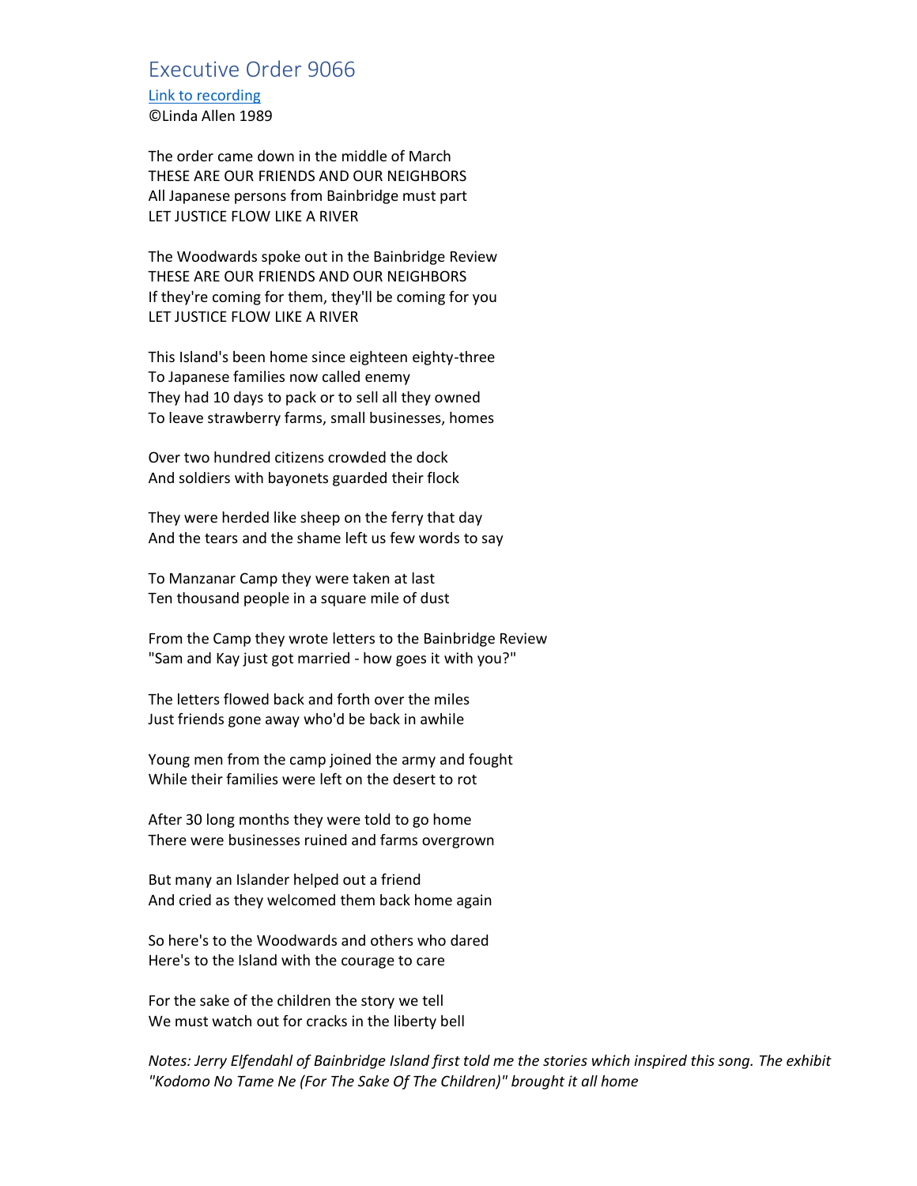## Executive Order 9066

[Link to recording]
©Linda Allen 1989

The order came down in the middle of March
THESE ARE OUR FRIENDS AND OUR NEIGHBORS
All Japanese persons from Bainbridge must part
LET JUSTICE FLOW LIKE A RIVER

The Woodwards spoke out in the Bainbridge Review
THESE ARE OUR FRIENDS AND OUR NEIGHBORS
If they're coming for them, they'll be coming for you
LET JUSTICE FLOW LIKE A RIVER

This Island's been home since eighteen eighty-three
To Japanese families now called enemy
They had 10 days to pack or to sell all they owned
To leave strawberry farms, small businesses, homes

Over two hundred citizens crowded the dock
And soldiers with bayonets guarded their flock

They were herded like sheep on the ferry that day
And the tears and the shame left us few words to say

To Manzanar Camp they were taken at last
Ten thousand people in a square mile of dust

From the Camp they wrote letters to the Bainbridge Review
"Sam and Kay just got married - how goes it with you?"

The letters flowed back and forth over the miles
Just friends gone away who'd be back in awhile

Young men from the camp joined the army and fought
While their families were left on the desert to rot

After 30 long months they were told to go home
There were businesses ruined and farms overgrown

But many an Islander helped out a friend
And cried as they welcomed them back home again

So here's to the Woodwards and others who dared
Here's to the Island with the courage to care

For the sake of the children the story we tell
We must watch out for cracks in the liberty bell

*Notes: Jerry Elfendahl of Bainbridge Island first told me the stories which inspired this song. The exhibit "Kodomo No Tame Ne (For The Sake Of The Children)" brought it all home*